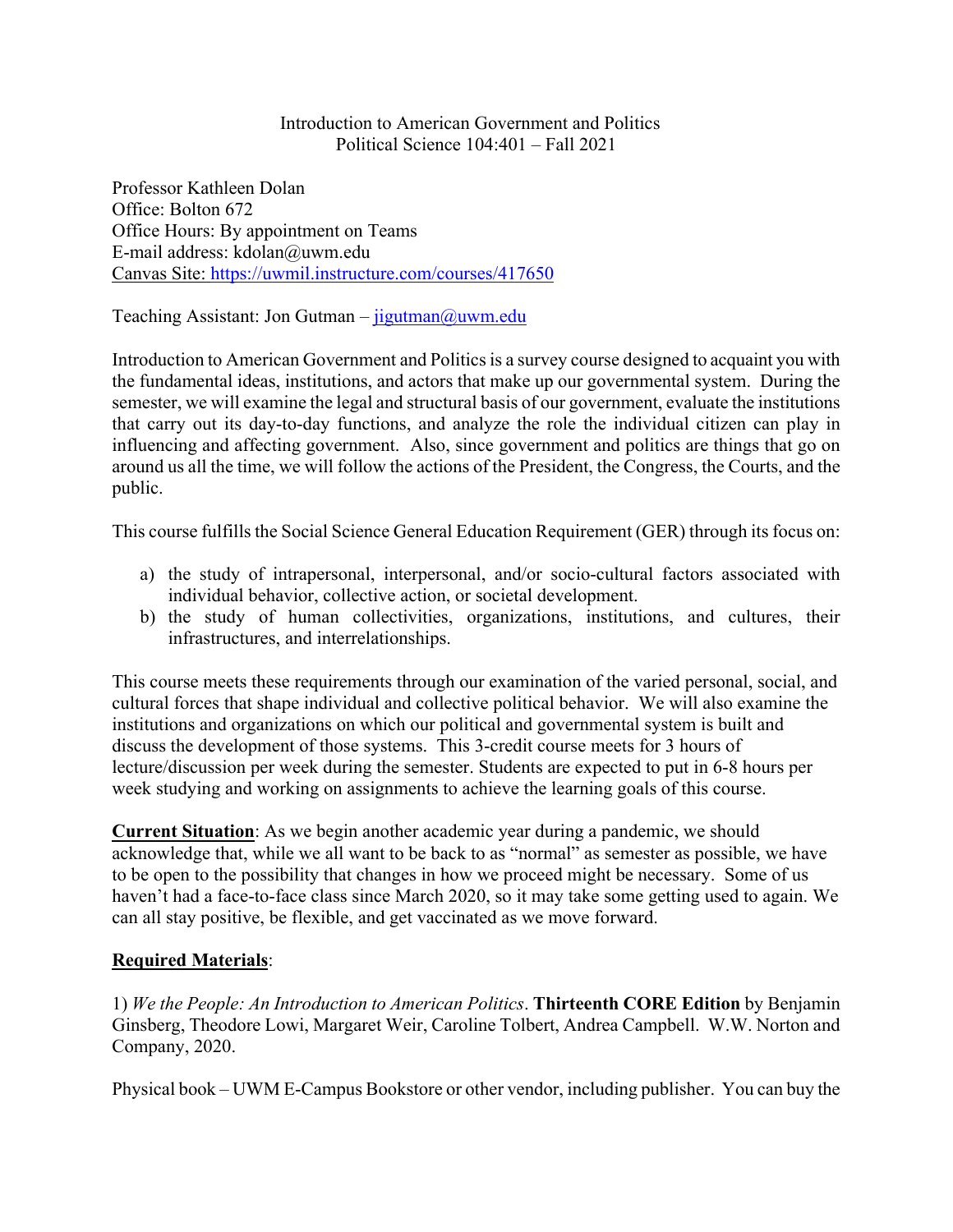Introduction to American Government and Politics
Political Science 104:401 – Fall 2021

Professor Kathleen Dolan
Office: Bolton 672
Office Hours: By appointment on Teams
E-mail address: kdolan@uwm.edu
Canvas Site: https://uwmil.instructure.com/courses/417650

Teaching Assistant: Jon Gutman – jigutman@uwm.edu

Introduction to American Government and Politics is a survey course designed to acquaint you with the fundamental ideas, institutions, and actors that make up our governmental system. During the semester, we will examine the legal and structural basis of our government, evaluate the institutions that carry out its day-to-day functions, and analyze the role the individual citizen can play in influencing and affecting government. Also, since government and politics are things that go on around us all the time, we will follow the actions of the President, the Congress, the Courts, and the public.

This course fulfills the Social Science General Education Requirement (GER) through its focus on:

a) the study of intrapersonal, interpersonal, and/or socio-cultural factors associated with individual behavior, collective action, or societal development.
b) the study of human collectivities, organizations, institutions, and cultures, their infrastructures, and interrelationships.

This course meets these requirements through our examination of the varied personal, social, and cultural forces that shape individual and collective political behavior. We will also examine the institutions and organizations on which our political and governmental system is built and discuss the development of those systems. This 3-credit course meets for 3 hours of lecture/discussion per week during the semester. Students are expected to put in 6-8 hours per week studying and working on assignments to achieve the learning goals of this course.

**Current Situation**: As we begin another academic year during a pandemic, we should acknowledge that, while we all want to be back to as "normal" as semester as possible, we have to be open to the possibility that changes in how we proceed might be necessary. Some of us haven't had a face-to-face class since March 2020, so it may take some getting used to again. We can all stay positive, be flexible, and get vaccinated as we move forward.

**Required Materials**:

1) *We the People: An Introduction to American Politics*. **Thirteenth CORE Edition** by Benjamin Ginsberg, Theodore Lowi, Margaret Weir, Caroline Tolbert, Andrea Campbell. W.W. Norton and Company, 2020.

Physical book – UWM E-Campus Bookstore or other vendor, including publisher. You can buy the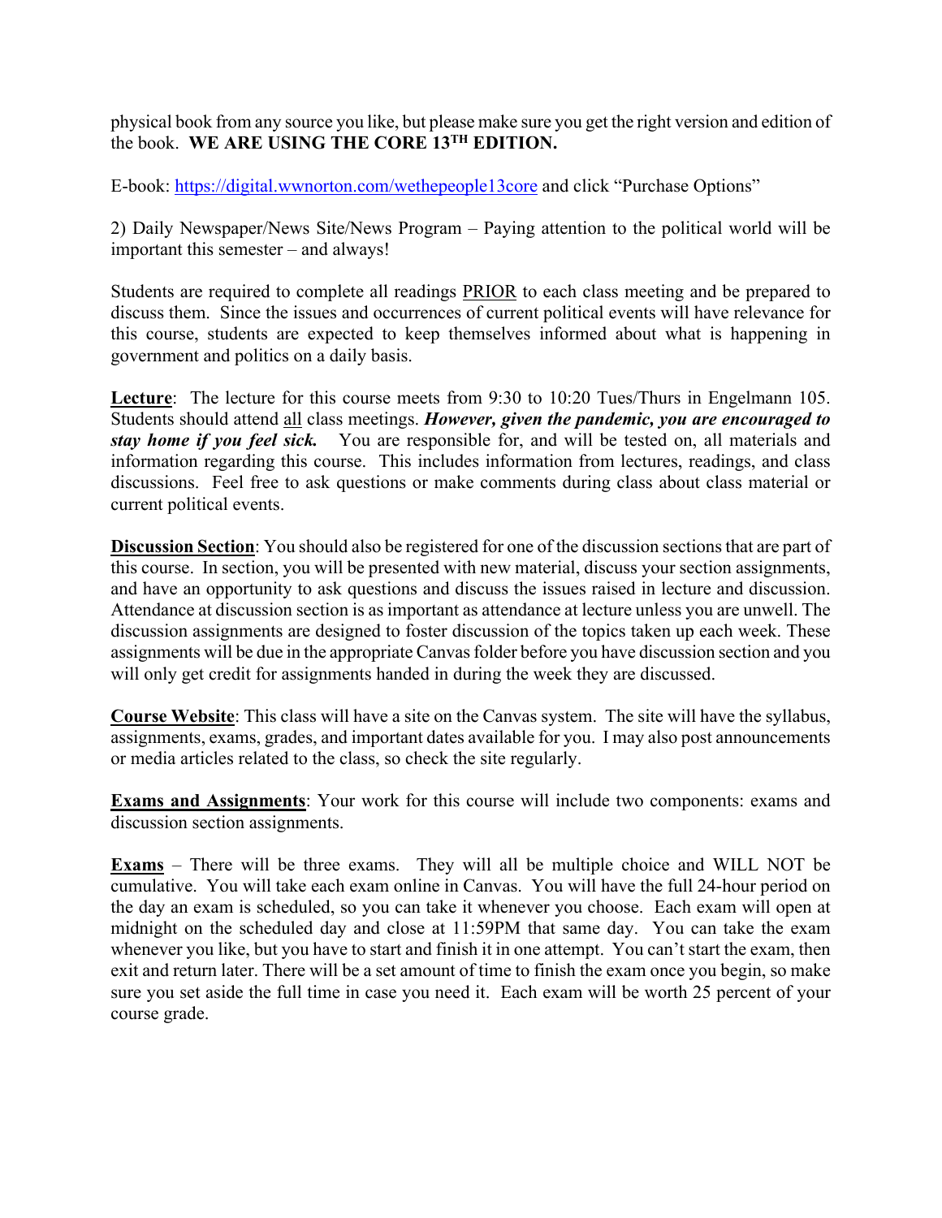physical book from any source you like, but please make sure you get the right version and edition of the book. **WE ARE USING THE CORE 13TH EDITION.**

E-book: https://digital.wwnorton.com/wethepeople13core and click "Purchase Options"

2) Daily Newspaper/News Site/News Program – Paying attention to the political world will be important this semester – and always!

Students are required to complete all readings PRIOR to each class meeting and be prepared to discuss them. Since the issues and occurrences of current political events will have relevance for this course, students are expected to keep themselves informed about what is happening in government and politics on a daily basis.

**Lecture**: The lecture for this course meets from 9:30 to 10:20 Tues/Thurs in Engelmann 105. Students should attend all class meetings. ***However, given the pandemic, you are encouraged to stay home if you feel sick.*** You are responsible for, and will be tested on, all materials and information regarding this course. This includes information from lectures, readings, and class discussions. Feel free to ask questions or make comments during class about class material or current political events.

**Discussion Section**: You should also be registered for one of the discussion sections that are part of this course. In section, you will be presented with new material, discuss your section assignments, and have an opportunity to ask questions and discuss the issues raised in lecture and discussion. Attendance at discussion section is as important as attendance at lecture unless you are unwell. The discussion assignments are designed to foster discussion of the topics taken up each week. These assignments will be due in the appropriate Canvas folder before you have discussion section and you will only get credit for assignments handed in during the week they are discussed.

**Course Website**: This class will have a site on the Canvas system. The site will have the syllabus, assignments, exams, grades, and important dates available for you. I may also post announcements or media articles related to the class, so check the site regularly.

**Exams and Assignments**: Your work for this course will include two components: exams and discussion section assignments.

**Exams** – There will be three exams. They will all be multiple choice and WILL NOT be cumulative. You will take each exam online in Canvas. You will have the full 24-hour period on the day an exam is scheduled, so you can take it whenever you choose. Each exam will open at midnight on the scheduled day and close at 11:59PM that same day. You can take the exam whenever you like, but you have to start and finish it in one attempt. You can't start the exam, then exit and return later. There will be a set amount of time to finish the exam once you begin, so make sure you set aside the full time in case you need it. Each exam will be worth 25 percent of your course grade.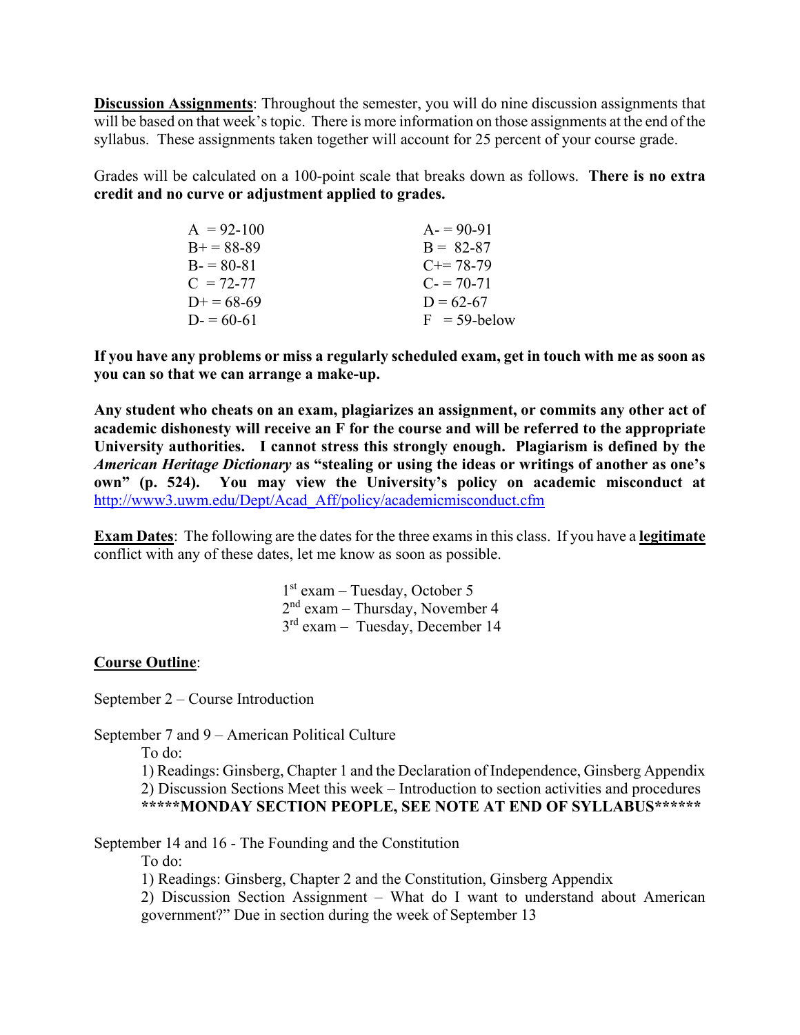**<u>Discussion Assignments</u>**: Throughout the semester, you will do nine discussion assignments that will be based on that week's topic. There is more information on those assignments at the end of the syllabus. These assignments taken together will account for 25 percent of your course grade.

Grades will be calculated on a 100-point scale that breaks down as follows. **There is no extra credit and no curve or adjustment applied to grades.**

| | |
|---|---|
| A = 92-100 | A- = 90-91 |
| B+ = 88-89 | B = 82-87 |
| B- = 80-81 | C+= 78-79 |
| C = 72-77 | C- = 70-71 |
| D+ = 68-69 | D = 62-67 |
| D- = 60-61 | F = 59-below |

**If you have any problems or miss a regularly scheduled exam, get in touch with me as soon as you can so that we can arrange a make-up.**

**Any student who cheats on an exam, plagiarizes an assignment, or commits any other act of academic dishonesty will receive an F for the course and will be referred to the appropriate University authorities. I cannot stress this strongly enough. Plagiarism is defined by the *American Heritage Dictionary* as "stealing or using the ideas or writings of another as one's own" (p. 524). You may view the University's policy on academic misconduct at** http://www3.uwm.edu/Dept/Acad_Aff/policy/academicmisconduct.cfm

**<u>Exam Dates</u>**: The following are the dates for the three exams in this class. If you have a **<u>legitimate</u>** conflict with any of these dates, let me know as soon as possible.

1st exam – Tuesday, October 5
2nd exam – Thursday, November 4
3rd exam – Tuesday, December 14

**<u>Course Outline</u>**:

September 2 – Course Introduction

September 7 and 9 – American Political Culture

To do:

1) Readings: Ginsberg, Chapter 1 and the Declaration of Independence, Ginsberg Appendix
2) Discussion Sections Meet this week – Introduction to section activities and procedures

**\*\*\*\*\*MONDAY SECTION PEOPLE, SEE NOTE AT END OF SYLLABUS\*\*\*\*\*\***

September 14 and 16 - The Founding and the Constitution

To do:

1) Readings: Ginsberg, Chapter 2 and the Constitution, Ginsberg Appendix
2) Discussion Section Assignment – What do I want to understand about American government?" Due in section during the week of September 13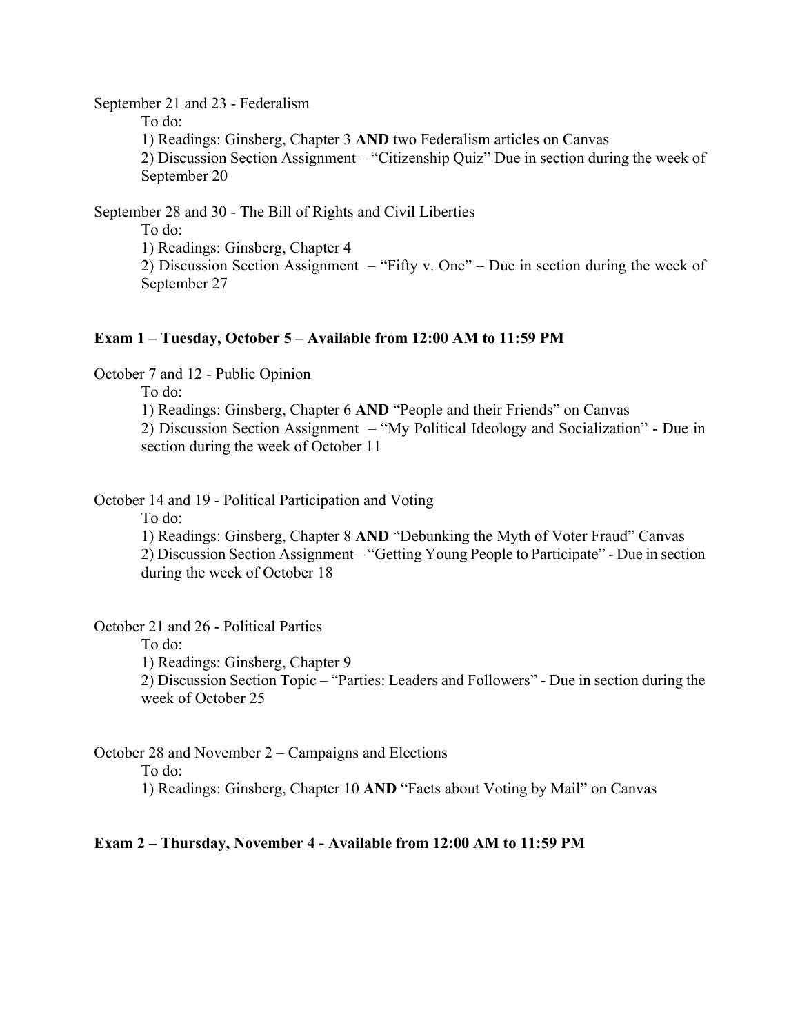September 21 and 23 - Federalism

To do:

1) Readings: Ginsberg, Chapter 3 **AND** two Federalism articles on Canvas

2) Discussion Section Assignment – "Citizenship Quiz" Due in section during the week of September 20

September 28 and 30 - The Bill of Rights and Civil Liberties

To do:

1) Readings: Ginsberg, Chapter 4

2) Discussion Section Assignment – "Fifty v. One" – Due in section during the week of September 27

**Exam 1 – Tuesday, October 5 – Available from 12:00 AM to 11:59 PM**

October 7 and 12 - Public Opinion

To do:

1) Readings: Ginsberg, Chapter 6 **AND** "People and their Friends" on Canvas

2) Discussion Section Assignment – "My Political Ideology and Socialization" - Due in section during the week of October 11

October 14 and 19 - Political Participation and Voting

To do:

1) Readings: Ginsberg, Chapter 8 **AND** "Debunking the Myth of Voter Fraud" Canvas

2) Discussion Section Assignment – "Getting Young People to Participate" - Due in section during the week of October 18

October 21 and 26 - Political Parties

To do:

1) Readings: Ginsberg, Chapter 9

2) Discussion Section Topic – "Parties: Leaders and Followers" - Due in section during the week of October 25

October 28 and November 2 – Campaigns and Elections

To do:

1) Readings: Ginsberg, Chapter 10 **AND** "Facts about Voting by Mail" on Canvas

**Exam 2 – Thursday, November 4 - Available from 12:00 AM to 11:59 PM**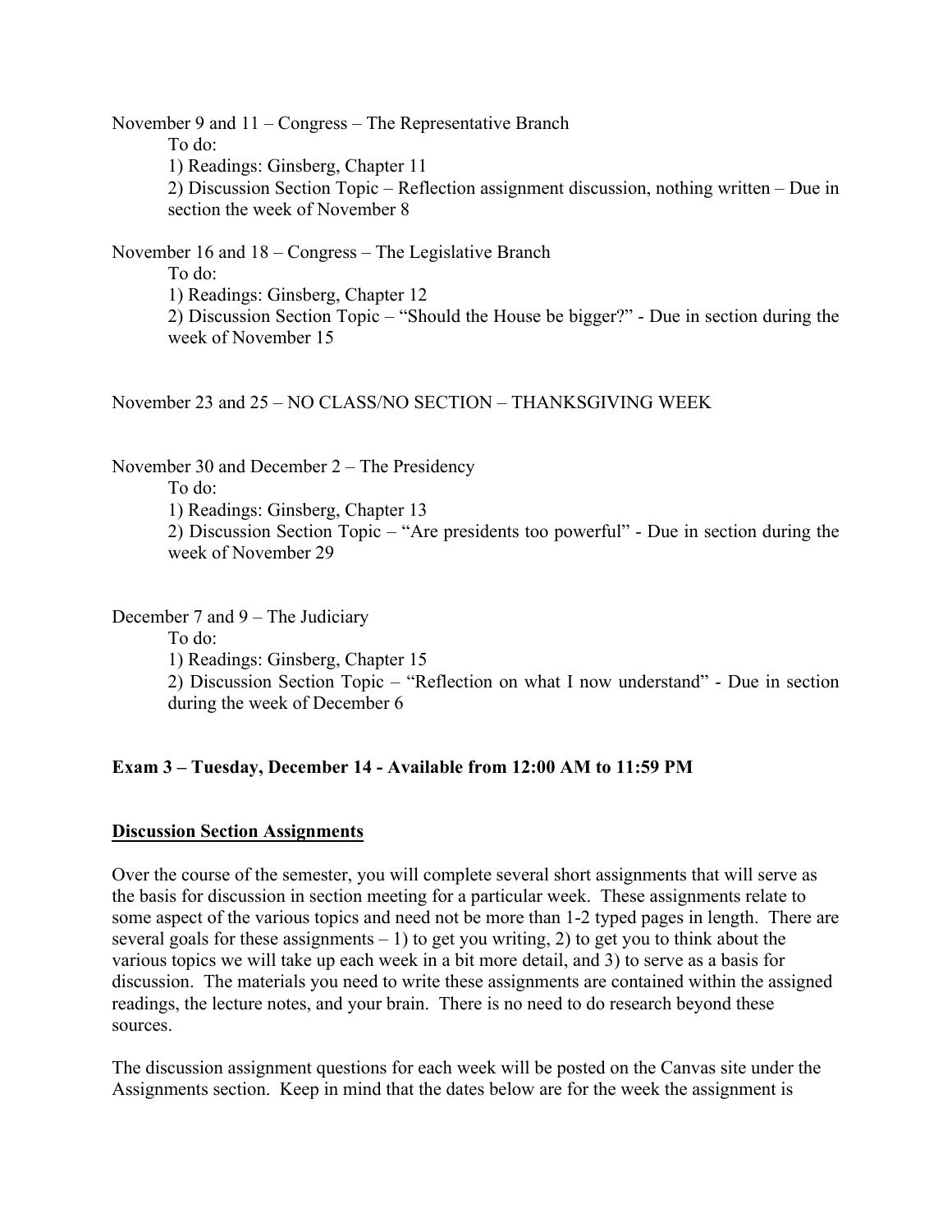November 9 and 11 – Congress – The Representative Branch

To do:

1) Readings: Ginsberg, Chapter 11

2) Discussion Section Topic – Reflection assignment discussion, nothing written – Due in section the week of November 8

November 16 and 18 – Congress – The Legislative Branch

To do:

1) Readings: Ginsberg, Chapter 12

2) Discussion Section Topic – "Should the House be bigger?" - Due in section during the week of November 15

November 23 and 25 – NO CLASS/NO SECTION – THANKSGIVING WEEK

November 30 and December 2 – The Presidency

To do:

1) Readings: Ginsberg, Chapter 13

2) Discussion Section Topic – "Are presidents too powerful" - Due in section during the week of November 29

December 7 and 9 – The Judiciary

To do:

1) Readings: Ginsberg, Chapter 15

2) Discussion Section Topic – "Reflection on what I now understand" - Due in section during the week of December 6

**Exam 3 – Tuesday, December 14 - Available from 12:00 AM to 11:59 PM**

## Discussion Section Assignments

Over the course of the semester, you will complete several short assignments that will serve as the basis for discussion in section meeting for a particular week. These assignments relate to some aspect of the various topics and need not be more than 1-2 typed pages in length. There are several goals for these assignments – 1) to get you writing, 2) to get you to think about the various topics we will take up each week in a bit more detail, and 3) to serve as a basis for discussion. The materials you need to write these assignments are contained within the assigned readings, the lecture notes, and your brain. There is no need to do research beyond these sources.

The discussion assignment questions for each week will be posted on the Canvas site under the Assignments section. Keep in mind that the dates below are for the week the assignment is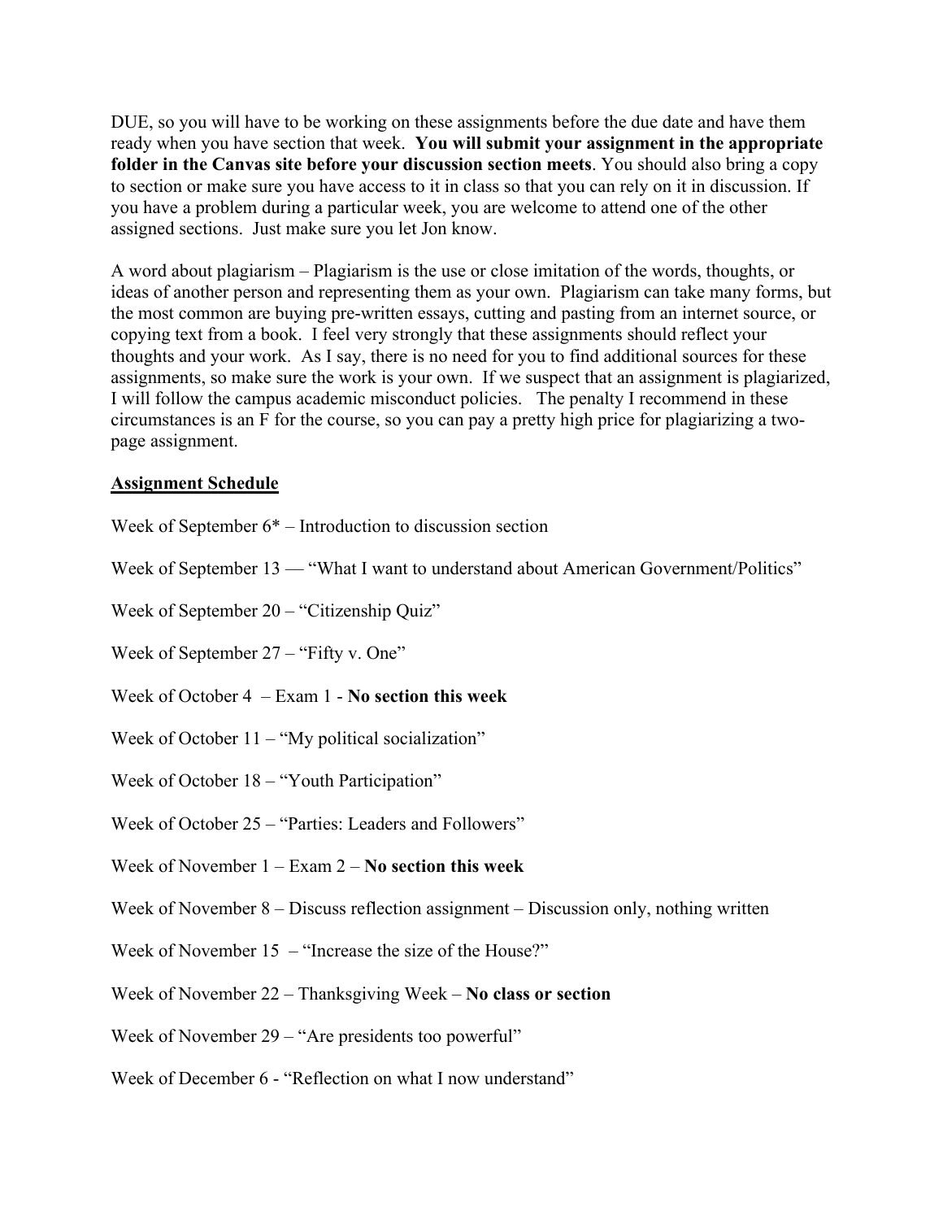DUE, so you will have to be working on these assignments before the due date and have them ready when you have section that week. **You will submit your assignment in the appropriate folder in the Canvas site before your discussion section meets**. You should also bring a copy to section or make sure you have access to it in class so that you can rely on it in discussion. If you have a problem during a particular week, you are welcome to attend one of the other assigned sections. Just make sure you let Jon know.

A word about plagiarism – Plagiarism is the use or close imitation of the words, thoughts, or ideas of another person and representing them as your own. Plagiarism can take many forms, but the most common are buying pre-written essays, cutting and pasting from an internet source, or copying text from a book. I feel very strongly that these assignments should reflect your thoughts and your work. As I say, there is no need for you to find additional sources for these assignments, so make sure the work is your own. If we suspect that an assignment is plagiarized, I will follow the campus academic misconduct policies. The penalty I recommend in these circumstances is an F for the course, so you can pay a pretty high price for plagiarizing a two-page assignment.

**<u>Assignment Schedule</u>**

Week of September 6* – Introduction to discussion section

Week of September 13 — "What I want to understand about American Government/Politics"

Week of September 20 – "Citizenship Quiz"

Week of September 27 – "Fifty v. One"

Week of October 4 – Exam 1 - **No section this week**

Week of October 11 – "My political socialization"

Week of October 18 – "Youth Participation"

Week of October 25 – "Parties: Leaders and Followers"

Week of November 1 – Exam 2 – **No section this week**

Week of November 8 – Discuss reflection assignment – Discussion only, nothing written

Week of November 15 – "Increase the size of the House?"

Week of November 22 – Thanksgiving Week – **No class or section**

Week of November 29 – "Are presidents too powerful"

Week of December 6 - "Reflection on what I now understand"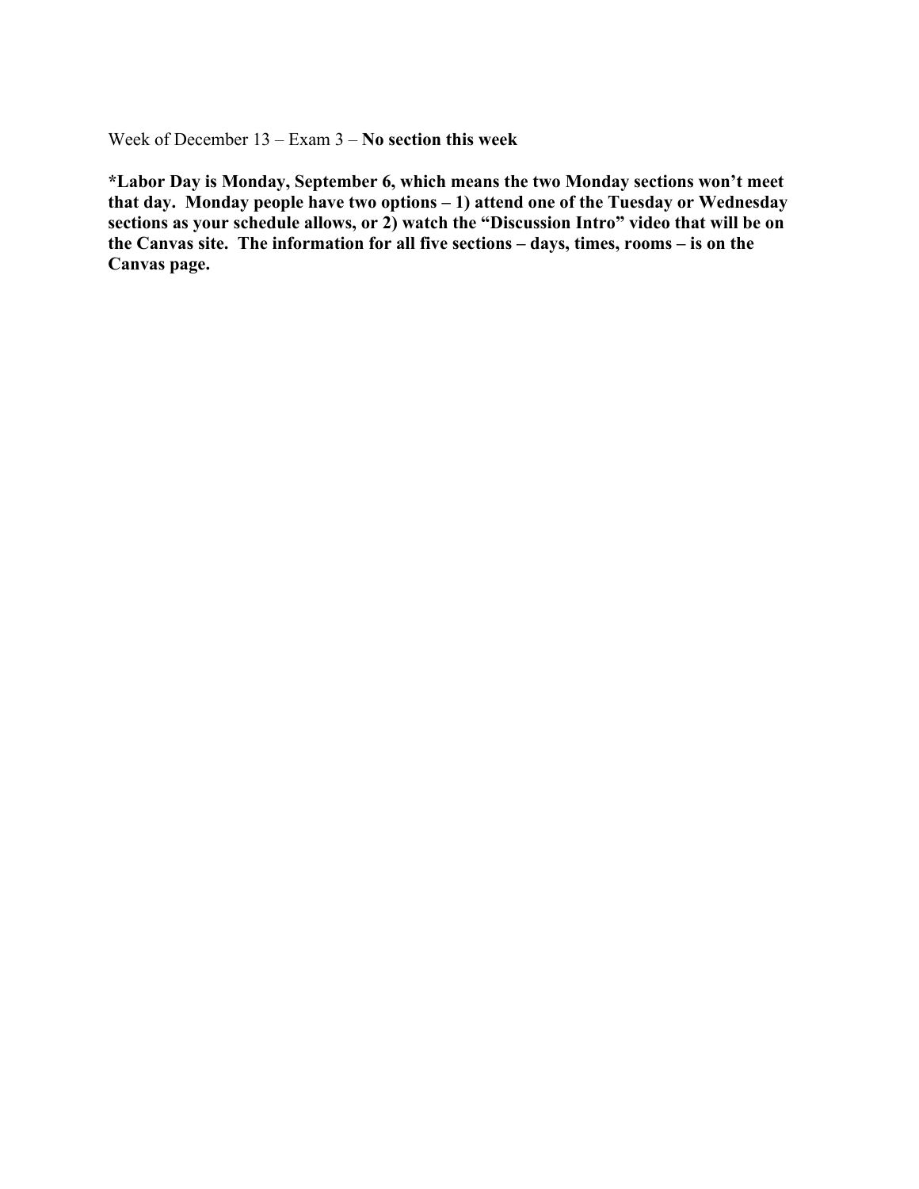Week of December 13 – Exam 3 – **No section this week**

***Labor Day is Monday, September 6, which means the two Monday sections won't meet that day. Monday people have two options – 1) attend one of the Tuesday or Wednesday sections as your schedule allows, or 2) watch the "Discussion Intro" video that will be on the Canvas site. The information for all five sections – days, times, rooms – is on the Canvas page.**